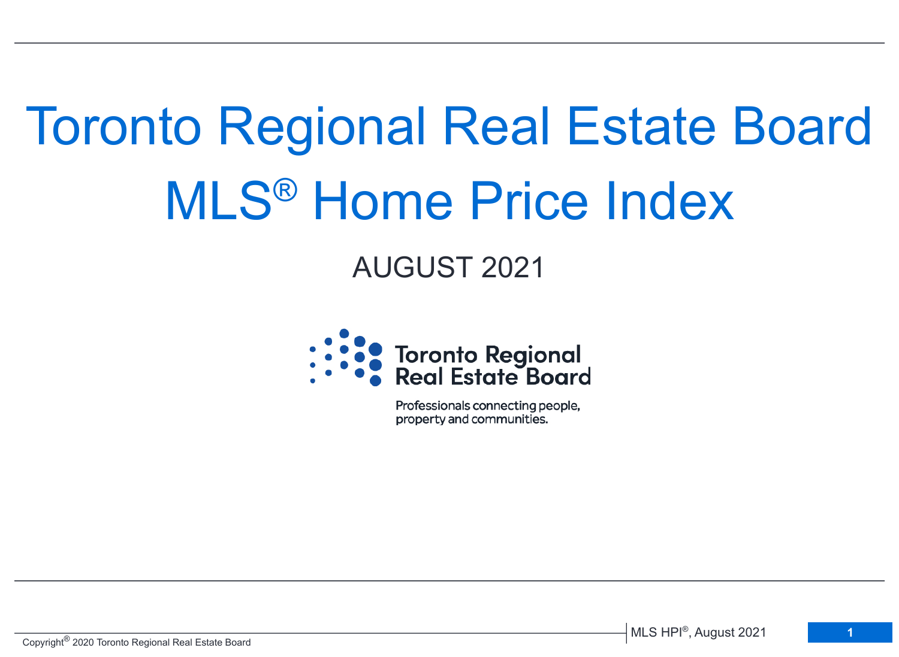# Toronto Regional Real Estate Board

# MLS® Home Price Index

## AUGUST 2021

Toronto Regional Real Estate Board

Professionals connecting people, property and communities.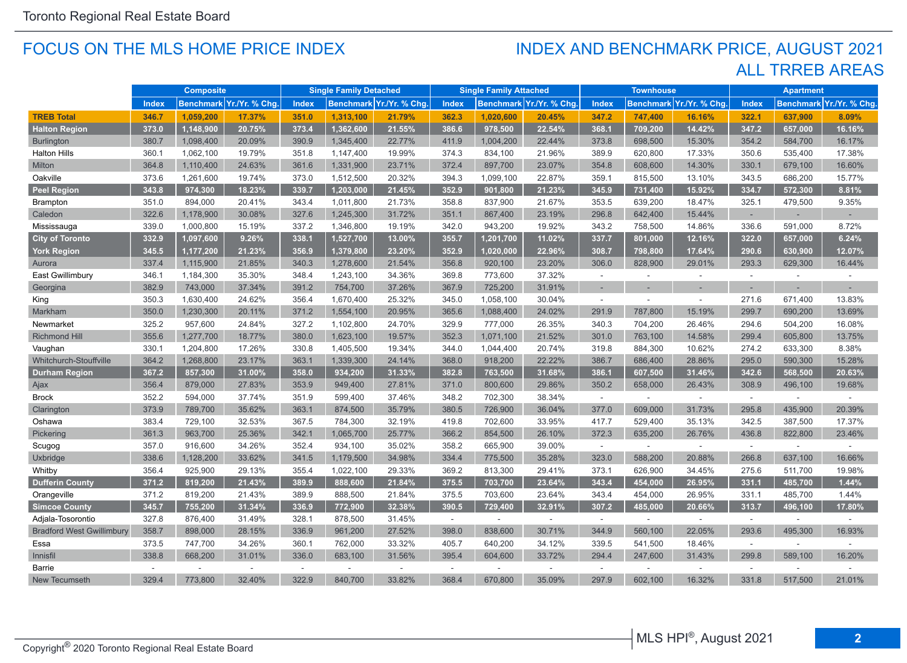## FOCUS ON THE MLS HOME PRICE INDEX

## INDEX AND BENCHMARK PRICE, AUGUST 2021
## ALL TRREB AREAS

| | Composite | | | Single Family Detached | | | Single Family Attached | | | Townhouse | | | Apartment | | |
|---|---|---|---|---|---|---|---|---|---|---|---|---|---|---|---|
| | Index | Benchmark | Yr./Yr. % Chg. | Index | Benchmark | Yr./Yr. % Chg. | Index | Benchmark | Yr./Yr. % Chg. | Index | Benchmark | Yr./Yr. % Chg. | Index | Benchmark | Yr./Yr. % Chg. |
| **TREB Total** | **346.7** | **1,059,200** | **17.37%** | **351.0** | **1,313,100** | **21.79%** | **362.3** | **1,020,600** | **20.45%** | **347.2** | **747,400** | **16.16%** | **322.1** | **637,900** | **8.09%** |
| **Halton Region** | **373.0** | **1,148,900** | **20.75%** | **373.4** | **1,362,600** | **21.55%** | **386.6** | **978,500** | **22.54%** | **368.1** | **709,200** | **14.42%** | **347.2** | **657,000** | **16.16%** |
| Burlington | 380.7 | 1,098,400 | 20.09% | 390.9 | 1,345,400 | 22.77% | 411.9 | 1,004,200 | 22.44% | 373.8 | 698,500 | 15.30% | 354.2 | 584,700 | 16.17% |
| Halton Hills | 360.1 | 1,062,100 | 19.79% | 351.8 | 1,147,400 | 19.99% | 374.3 | 834,100 | 21.96% | 389.9 | 620,800 | 17.33% | 350.6 | 535,400 | 17.38% |
| Milton | 364.8 | 1,110,400 | 24.63% | 361.6 | 1,331,900 | 23.71% | 372.4 | 897,700 | 23.07% | 354.8 | 608,600 | 14.30% | 330.1 | 679,100 | 16.60% |
| Oakville | 373.6 | 1,261,600 | 19.74% | 373.0 | 1,512,500 | 20.32% | 394.3 | 1,099,100 | 22.87% | 359.1 | 815,500 | 13.10% | 343.5 | 686,200 | 15.77% |
| **Peel Region** | **343.8** | **974,300** | **18.23%** | **339.7** | **1,203,000** | **21.45%** | **352.9** | **901,800** | **21.23%** | **345.9** | **731,400** | **15.92%** | **334.7** | **572,300** | **8.81%** |
| Brampton | 351.0 | 894,000 | 20.41% | 343.4 | 1,011,800 | 21.73% | 358.8 | 837,900 | 21.67% | 353.5 | 639,200 | 18.47% | 325.1 | 479,500 | 9.35% |
| Caledon | 322.6 | 1,178,900 | 30.08% | 327.6 | 1,245,300 | 31.72% | 351.1 | 867,400 | 23.19% | 296.8 | 642,400 | 15.44% | - | - | - |
| Mississauga | 339.0 | 1,000,800 | 15.19% | 337.2 | 1,346,800 | 19.19% | 342.0 | 943,200 | 19.92% | 343.2 | 758,500 | 14.86% | 336.6 | 591,000 | 8.72% |
| **City of Toronto** | **332.9** | **1,097,600** | **9.26%** | **338.1** | **1,527,700** | **13.00%** | **355.7** | **1,201,700** | **11.02%** | **337.7** | **801,000** | **12.16%** | **322.0** | **657,000** | **6.24%** |
| **York Region** | **345.5** | **1,177,200** | **21.23%** | **356.9** | **1,379,800** | **23.20%** | **352.9** | **1,020,000** | **22.96%** | **308.7** | **798,800** | **17.64%** | **290.6** | **630,900** | **12.07%** |
| Aurora | 337.4 | 1,115,900 | 21.85% | 340.3 | 1,278,600 | 21.54% | 356.8 | 920,100 | 23.20% | 306.0 | 828,900 | 29.01% | 293.3 | 629,300 | 16.44% |
| East Gwillimbury | 346.1 | 1,184,300 | 35.30% | 348.4 | 1,243,100 | 34.36% | 369.8 | 773,600 | 37.32% | - | - | - | - | - | - |
| Georgina | 382.9 | 743,000 | 37.34% | 391.2 | 754,700 | 37.26% | 367.9 | 725,200 | 31.91% | - | - | - | - | - | - |
| King | 350.3 | 1,630,400 | 24.62% | 356.4 | 1,670,400 | 25.32% | 345.0 | 1,058,100 | 30.04% | - | - | - | 271.6 | 671,400 | 13.83% |
| Markham | 350.0 | 1,230,300 | 20.11% | 371.2 | 1,554,100 | 20.95% | 365.6 | 1,088,400 | 24.02% | 291.9 | 787,800 | 15.19% | 299.7 | 690,200 | 13.69% |
| Newmarket | 325.2 | 957,600 | 24.84% | 327.2 | 1,102,800 | 24.70% | 329.9 | 777,000 | 26.35% | 340.3 | 704,200 | 26.46% | 294.6 | 504,200 | 16.08% |
| Richmond Hill | 355.6 | 1,277,700 | 18.77% | 380.0 | 1,623,100 | 19.57% | 352.3 | 1,071,100 | 21.52% | 301.0 | 763,100 | 14.58% | 299.4 | 605,800 | 13.75% |
| Vaughan | 330.1 | 1,204,800 | 17.26% | 330.8 | 1,405,500 | 19.34% | 344.0 | 1,044,400 | 20.74% | 319.8 | 884,300 | 10.62% | 274.2 | 633,300 | 8.38% |
| Whitchurch-Stouffville | 364.2 | 1,268,800 | 23.17% | 363.1 | 1,339,300 | 24.14% | 368.0 | 918,200 | 22.22% | 386.7 | 686,400 | 28.86% | 295.0 | 590,300 | 15.28% |
| **Durham Region** | **367.2** | **857,300** | **31.00%** | **358.0** | **934,200** | **31.33%** | **382.8** | **763,500** | **31.68%** | **386.1** | **607,500** | **31.46%** | **342.6** | **568,500** | **20.63%** |
| Ajax | 356.4 | 879,000 | 27.83% | 353.9 | 949,400 | 27.81% | 371.0 | 800,600 | 29.86% | 350.2 | 658,000 | 26.43% | 308.9 | 496,100 | 19.68% |
| Brock | 352.2 | 594,000 | 37.74% | 351.9 | 599,400 | 37.46% | 348.2 | 702,300 | 38.34% | - | - | - | - | - | - |
| Clarington | 373.9 | 789,700 | 35.62% | 363.1 | 874,500 | 35.79% | 380.5 | 726,900 | 36.04% | 377.0 | 609,000 | 31.73% | 295.8 | 435,900 | 20.39% |
| Oshawa | 383.4 | 729,100 | 32.53% | 367.5 | 784,300 | 32.19% | 419.8 | 702,600 | 33.95% | 417.7 | 529,400 | 35.13% | 342.5 | 387,500 | 17.37% |
| Pickering | 361.3 | 963,700 | 25.36% | 342.1 | 1,065,700 | 25.77% | 366.2 | 854,500 | 26.10% | 372.3 | 635,200 | 26.76% | 436.8 | 822,800 | 23.46% |
| Scugog | 357.0 | 916,600 | 34.26% | 352.4 | 934,100 | 35.02% | 358.2 | 665,900 | 39.00% | - | - | - | - | - | - |
| Uxbridge | 338.6 | 1,128,200 | 33.62% | 341.5 | 1,179,500 | 34.98% | 334.4 | 775,500 | 35.28% | 323.0 | 588,200 | 20.88% | 266.8 | 637,100 | 16.66% |
| Whitby | 356.4 | 925,900 | 29.13% | 355.4 | 1,022,100 | 29.33% | 369.2 | 813,300 | 29.41% | 373.1 | 626,900 | 34.45% | 275.6 | 511,700 | 19.98% |
| **Dufferin County** | **371.2** | **819,200** | **21.43%** | **389.9** | **888,600** | **21.84%** | **375.5** | **703,700** | **23.64%** | **343.4** | **454,000** | **26.95%** | **331.1** | **485,700** | **1.44%** |
| Orangeville | 371.2 | 819,200 | 21.43% | 389.9 | 888,500 | 21.84% | 375.5 | 703,600 | 23.64% | 343.4 | 454,000 | 26.95% | 331.1 | 485,700 | 1.44% |
| **Simcoe County** | **345.7** | **755,200** | **31.34%** | **336.9** | **772,900** | **32.38%** | **390.5** | **729,400** | **32.91%** | **307.2** | **485,000** | **20.66%** | **313.7** | **496,100** | **17.80%** |
| Adjala-Tosorontio | 327.8 | 876,400 | 31.49% | 328.1 | 878,500 | 31.45% | - | - | - | - | - | - | - | - | - |
| Bradford West Gwillimbury | 358.7 | 898,000 | 28.15% | 336.9 | 961,200 | 27.52% | 398.0 | 838,600 | 30.71% | 344.9 | 560,100 | 22.05% | 293.6 | 495,300 | 16.93% |
| Essa | 373.5 | 747,700 | 34.26% | 360.1 | 762,000 | 33.32% | 405.7 | 640,200 | 34.12% | 339.5 | 541,500 | 18.46% | - | - | - |
| Innisfil | 338.8 | 668,200 | 31.01% | 336.0 | 683,100 | 31.56% | 395.4 | 604,600 | 33.72% | 294.4 | 247,600 | 31.43% | 299.8 | 589,100 | 16.20% |
| Barrie | - | - | - | - | - | - | - | - | - | - | - | - | - | - | - |
| New Tecumseth | 329.4 | 773,800 | 32.40% | 322.9 | 840,700 | 33.82% | 368.4 | 670,800 | 35.09% | 297.9 | 602,100 | 16.32% | 331.8 | 517,500 | 21.01% |

Copyright® 2020 Toronto Regional Real Estate Board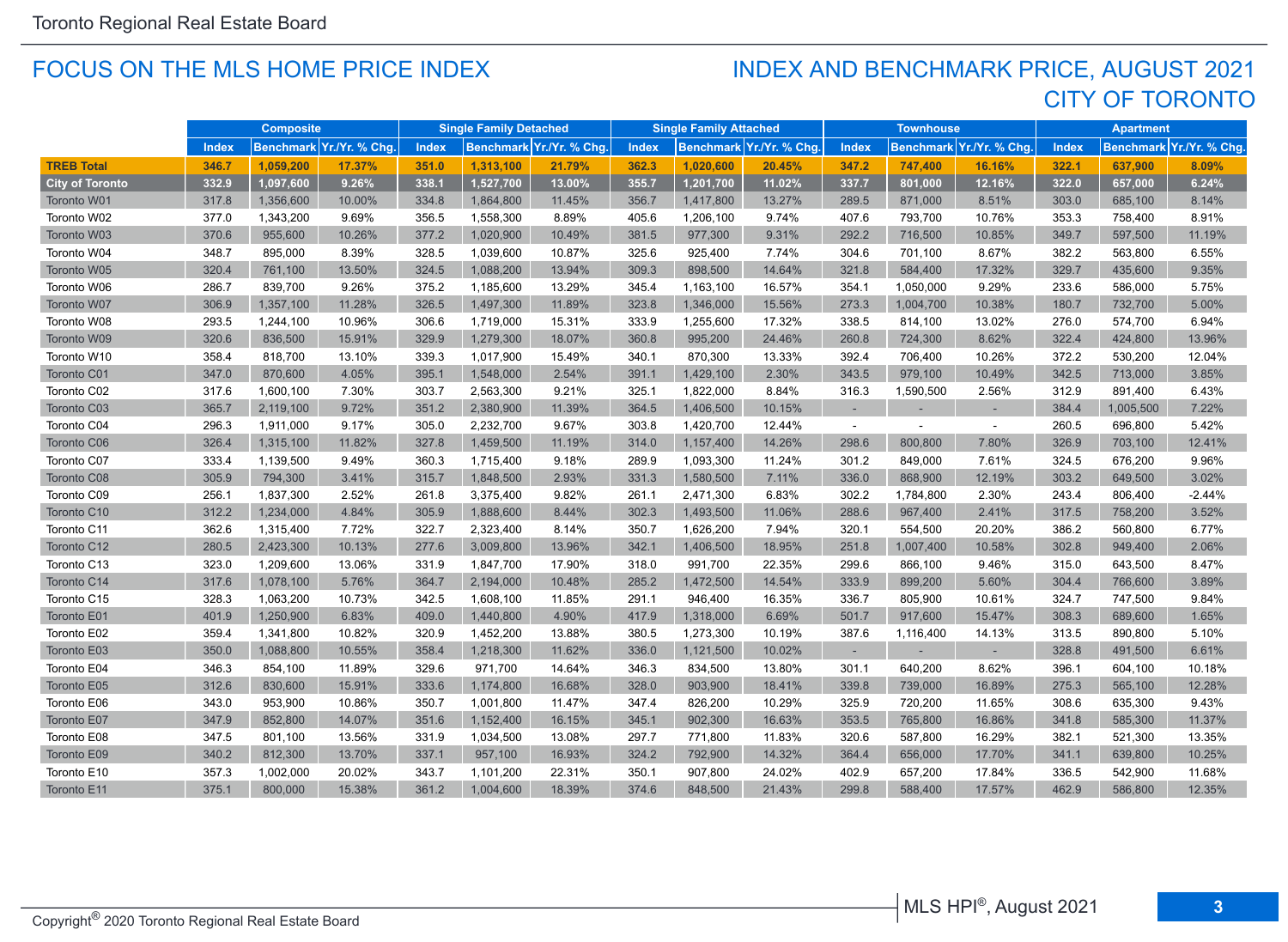Toronto Regional Real Estate Board

## FOCUS ON THE MLS HOME PRICE INDEX

## INDEX AND BENCHMARK PRICE, AUGUST 2021
## CITY OF TORONTO

| | Composite | | | Single Family Detached | | | Single Family Attached | | | Townhouse | | | Apartment | | |
|---|---|---|---|---|---|---|---|---|---|---|---|---|---|---|---|
| | Index | Benchmark | Yr./Yr. % Chg. | Index | Benchmark | Yr./Yr. % Chg. | Index | Benchmark | Yr./Yr. % Chg. | Index | Benchmark | Yr./Yr. % Chg. | Index | Benchmark | Yr./Yr. % Chg. |
| **TREB Total** | **346.7** | **1,059,200** | **17.37%** | **351.0** | **1,313,100** | **21.79%** | **362.3** | **1,020,600** | **20.45%** | **347.2** | **747,400** | **16.16%** | **322.1** | **637,900** | **8.09%** |
| **City of Toronto** | **332.9** | **1,097,600** | **9.26%** | **338.1** | **1,527,700** | **13.00%** | **355.7** | **1,201,700** | **11.02%** | **337.7** | **801,000** | **12.16%** | **322.0** | **657,000** | **6.24%** |
| Toronto W01 | 317.8 | 1,356,600 | 10.00% | 334.8 | 1,864,800 | 11.45% | 356.7 | 1,417,800 | 13.27% | 289.5 | 871,000 | 8.51% | 303.0 | 685,100 | 8.14% |
| Toronto W02 | 377.0 | 1,343,200 | 9.69% | 356.5 | 1,558,300 | 8.89% | 405.6 | 1,206,100 | 9.74% | 407.6 | 793,700 | 10.76% | 353.3 | 758,400 | 8.91% |
| Toronto W03 | 370.6 | 955,600 | 10.26% | 377.2 | 1,020,900 | 10.49% | 381.5 | 977,300 | 9.31% | 292.2 | 716,500 | 10.85% | 349.7 | 597,500 | 11.19% |
| Toronto W04 | 348.7 | 895,000 | 8.39% | 328.5 | 1,039,600 | 10.87% | 325.6 | 925,400 | 7.74% | 304.6 | 701,100 | 8.67% | 382.2 | 563,800 | 6.55% |
| Toronto W05 | 320.4 | 761,100 | 13.50% | 324.5 | 1,088,200 | 13.94% | 309.3 | 898,500 | 14.64% | 321.8 | 584,400 | 17.32% | 329.7 | 435,600 | 9.35% |
| Toronto W06 | 286.7 | 839,700 | 9.26% | 375.2 | 1,185,600 | 13.29% | 345.4 | 1,163,100 | 16.57% | 354.1 | 1,050,000 | 9.29% | 233.6 | 586,000 | 5.75% |
| Toronto W07 | 306.9 | 1,357,100 | 11.28% | 326.5 | 1,497,300 | 11.89% | 323.8 | 1,346,000 | 15.56% | 273.3 | 1,004,700 | 10.38% | 180.7 | 732,700 | 5.00% |
| Toronto W08 | 293.5 | 1,244,100 | 10.96% | 306.6 | 1,719,000 | 15.31% | 333.9 | 1,255,600 | 17.32% | 338.5 | 814,100 | 13.02% | 276.0 | 574,700 | 6.94% |
| Toronto W09 | 320.6 | 836,500 | 15.91% | 329.9 | 1,279,300 | 18.07% | 360.8 | 995,200 | 24.46% | 260.8 | 724,300 | 8.62% | 322.4 | 424,800 | 13.96% |
| Toronto W10 | 358.4 | 818,700 | 13.10% | 339.3 | 1,017,900 | 15.49% | 340.1 | 870,300 | 13.33% | 392.4 | 706,400 | 10.26% | 372.2 | 530,200 | 12.04% |
| Toronto C01 | 347.0 | 870,600 | 4.05% | 395.1 | 1,548,000 | 2.54% | 391.1 | 1,429,100 | 2.30% | 343.5 | 979,100 | 10.49% | 342.5 | 713,000 | 3.85% |
| Toronto C02 | 317.6 | 1,600,100 | 7.30% | 303.7 | 2,563,300 | 9.21% | 325.1 | 1,822,000 | 8.84% | 316.3 | 1,590,500 | 2.56% | 312.9 | 891,400 | 6.43% |
| Toronto C03 | 365.7 | 2,119,100 | 9.72% | 351.2 | 2,380,900 | 11.39% | 364.5 | 1,406,500 | 10.15% | - | - | - | 384.4 | 1,005,500 | 7.22% |
| Toronto C04 | 296.3 | 1,911,000 | 9.17% | 305.0 | 2,232,700 | 9.67% | 303.8 | 1,420,700 | 12.44% | - | - | - | 260.5 | 696,800 | 5.42% |
| Toronto C06 | 326.4 | 1,315,100 | 11.82% | 327.8 | 1,459,500 | 11.19% | 314.0 | 1,157,400 | 14.26% | 298.6 | 800,800 | 7.80% | 326.9 | 703,100 | 12.41% |
| Toronto C07 | 333.4 | 1,139,500 | 9.49% | 360.3 | 1,715,400 | 9.18% | 289.9 | 1,093,300 | 11.24% | 301.2 | 849,000 | 7.61% | 324.5 | 676,200 | 9.96% |
| Toronto C08 | 305.9 | 794,300 | 3.41% | 315.7 | 1,848,500 | 2.93% | 331.3 | 1,580,500 | 7.11% | 336.0 | 868,900 | 12.19% | 303.2 | 649,500 | 3.02% |
| Toronto C09 | 256.1 | 1,837,300 | 2.52% | 261.8 | 3,375,400 | 9.82% | 261.1 | 2,471,300 | 6.83% | 302.2 | 1,784,800 | 2.30% | 243.4 | 806,400 | -2.44% |
| Toronto C10 | 312.2 | 1,234,000 | 4.84% | 305.9 | 1,888,600 | 8.44% | 302.3 | 1,493,500 | 11.06% | 288.6 | 967,400 | 2.41% | 317.5 | 758,200 | 3.52% |
| Toronto C11 | 362.6 | 1,315,400 | 7.72% | 322.7 | 2,323,400 | 8.14% | 350.7 | 1,626,200 | 7.94% | 320.1 | 554,500 | 20.20% | 386.2 | 560,800 | 6.77% |
| Toronto C12 | 280.5 | 2,423,300 | 10.13% | 277.6 | 3,009,800 | 13.96% | 342.1 | 1,406,500 | 18.95% | 251.8 | 1,007,400 | 10.58% | 302.8 | 949,400 | 2.06% |
| Toronto C13 | 323.0 | 1,209,600 | 13.06% | 331.9 | 1,847,700 | 17.90% | 318.0 | 991,700 | 22.35% | 299.6 | 866,100 | 9.46% | 315.0 | 643,500 | 8.47% |
| Toronto C14 | 317.6 | 1,078,100 | 5.76% | 364.7 | 2,194,000 | 10.48% | 285.2 | 1,472,500 | 14.54% | 333.9 | 899,200 | 5.60% | 304.4 | 766,600 | 3.89% |
| Toronto C15 | 328.3 | 1,063,200 | 10.73% | 342.5 | 1,608,100 | 11.85% | 291.1 | 946,400 | 16.35% | 336.7 | 805,900 | 10.61% | 324.7 | 747,500 | 9.84% |
| Toronto E01 | 401.9 | 1,250,900 | 6.83% | 409.0 | 1,440,800 | 4.90% | 417.9 | 1,318,000 | 6.69% | 501.7 | 917,600 | 15.47% | 308.3 | 689,600 | 1.65% |
| Toronto E02 | 359.4 | 1,341,800 | 10.82% | 320.9 | 1,452,200 | 13.88% | 380.5 | 1,273,300 | 10.19% | 387.6 | 1,116,400 | 14.13% | 313.5 | 890,800 | 5.10% |
| Toronto E03 | 350.0 | 1,088,800 | 10.55% | 358.4 | 1,218,300 | 11.62% | 336.0 | 1,121,500 | 10.02% | - | - | - | 328.8 | 491,500 | 6.61% |
| Toronto E04 | 346.3 | 854,100 | 11.89% | 329.6 | 971,700 | 14.64% | 346.3 | 834,500 | 13.80% | 301.1 | 640,200 | 8.62% | 396.1 | 604,100 | 10.18% |
| Toronto E05 | 312.6 | 830,600 | 15.91% | 333.6 | 1,174,800 | 16.68% | 328.0 | 903,900 | 18.41% | 339.8 | 739,000 | 16.89% | 275.3 | 565,100 | 12.28% |
| Toronto E06 | 343.0 | 953,900 | 10.86% | 350.7 | 1,001,800 | 11.47% | 347.4 | 826,200 | 10.29% | 325.9 | 720,200 | 11.65% | 308.6 | 635,300 | 9.43% |
| Toronto E07 | 347.9 | 852,800 | 14.07% | 351.6 | 1,152,400 | 16.15% | 345.1 | 902,300 | 16.63% | 353.5 | 765,800 | 16.86% | 341.8 | 585,300 | 11.37% |
| Toronto E08 | 347.5 | 801,100 | 13.56% | 331.9 | 1,034,500 | 13.08% | 297.7 | 771,800 | 11.83% | 320.6 | 587,800 | 16.29% | 382.1 | 521,300 | 13.35% |
| Toronto E09 | 340.2 | 812,300 | 13.70% | 337.1 | 957,100 | 16.93% | 324.2 | 792,900 | 14.32% | 364.4 | 656,000 | 17.70% | 341.1 | 639,800 | 10.25% |
| Toronto E10 | 357.3 | 1,002,000 | 20.02% | 343.7 | 1,101,200 | 22.31% | 350.1 | 907,800 | 24.02% | 402.9 | 657,200 | 17.84% | 336.5 | 542,900 | 11.68% |
| Toronto E11 | 375.1 | 800,000 | 15.38% | 361.2 | 1,004,600 | 18.39% | 374.6 | 848,500 | 21.43% | 299.8 | 588,400 | 17.57% | 462.9 | 586,800 | 12.35% |

Copyright® 2020 Toronto Regional Real Estate Board

MLS HPI®, August 2021